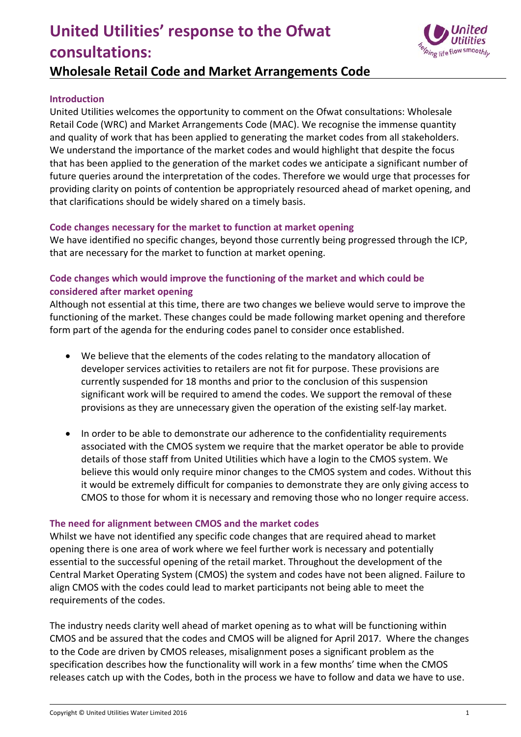# United Utilities' response to the Ofwat consultations:

## Wholesale Retail Code and Market Arrangements Code

### Introduction

United Utilities welcomes the opportunity to comment on the Ofwat consultations: Wholesale Retail Code (WRC) and Market Arrangements Code (MAC). We recognise the immense quantity and quality of work that has been applied to generating the market codes from all stakeholders. We understand the importance of the market codes and would highlight that despite the focus that has been applied to the generation of the market codes we anticipate a significant number of future queries around the interpretation of the codes. Therefore we would urge that processes for providing clarity on points of contention be appropriately resourced ahead of market opening, and that clarifications should be widely shared on a timely basis.

### Code changes necessary for the market to function at market opening

We have identified no specific changes, beyond those currently being progressed through the ICP, that are necessary for the market to function at market opening.

### Code changes which would improve the functioning of the market and which could be considered after market opening

Although not essential at this time, there are two changes we believe would serve to improve the functioning of the market. These changes could be made following market opening and therefore form part of the agenda for the enduring codes panel to consider once established.

- We believe that the elements of the codes relating to the mandatory allocation of developer services activities to retailers are not fit for purpose. These provisions are currently suspended for 18 months and prior to the conclusion of this suspension significant work will be required to amend the codes. We support the removal of these provisions as they are unnecessary given the operation of the existing self-lay market.

- In order to be able to demonstrate our adherence to the confidentiality requirements associated with the CMOS system we require that the market operator be able to provide details of those staff from United Utilities which have a login to the CMOS system. We believe this would only require minor changes to the CMOS system and codes. Without this it would be extremely difficult for companies to demonstrate they are only giving access to CMOS to those for whom it is necessary and removing those who no longer require access.

### The need for alignment between CMOS and the market codes

Whilst we have not identified any specific code changes that are required ahead to market opening there is one area of work where we feel further work is necessary and potentially essential to the successful opening of the retail market. Throughout the development of the Central Market Operating System (CMOS) the system and codes have not been aligned. Failure to align CMOS with the codes could lead to market participants not being able to meet the requirements of the codes.

The industry needs clarity well ahead of market opening as to what will be functioning within CMOS and be assured that the codes and CMOS will be aligned for April 2017. Where the changes to the Code are driven by CMOS releases, misalignment poses a significant problem as the specification describes how the functionality will work in a few months' time when the CMOS releases catch up with the Codes, both in the process we have to follow and data we have to use.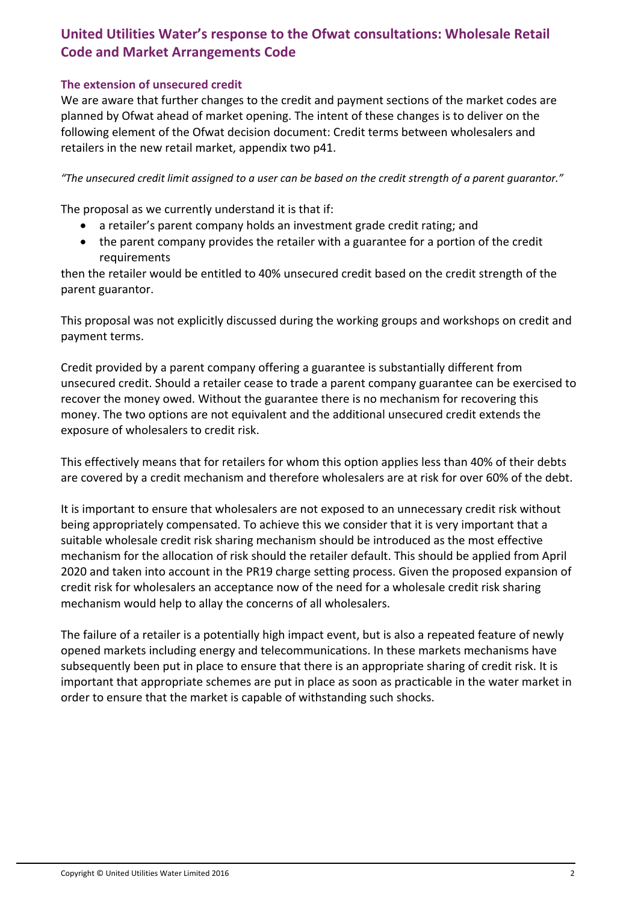## United Utilities Water's response to the Ofwat consultations: Wholesale Retail Code and Market Arrangements Code

### The extension of unsecured credit

We are aware that further changes to the credit and payment sections of the market codes are planned by Ofwat ahead of market opening. The intent of these changes is to deliver on the following element of the Ofwat decision document: Credit terms between wholesalers and retailers in the new retail market, appendix two p41.

*"The unsecured credit limit assigned to a user can be based on the credit strength of a parent guarantor."*

The proposal as we currently understand it is that if:

- a retailer's parent company holds an investment grade credit rating; and
- the parent company provides the retailer with a guarantee for a portion of the credit requirements

then the retailer would be entitled to 40% unsecured credit based on the credit strength of the parent guarantor.

This proposal was not explicitly discussed during the working groups and workshops on credit and payment terms.

Credit provided by a parent company offering a guarantee is substantially different from unsecured credit. Should a retailer cease to trade a parent company guarantee can be exercised to recover the money owed. Without the guarantee there is no mechanism for recovering this money. The two options are not equivalent and the additional unsecured credit extends the exposure of wholesalers to credit risk.

This effectively means that for retailers for whom this option applies less than 40% of their debts are covered by a credit mechanism and therefore wholesalers are at risk for over 60% of the debt.

It is important to ensure that wholesalers are not exposed to an unnecessary credit risk without being appropriately compensated. To achieve this we consider that it is very important that a suitable wholesale credit risk sharing mechanism should be introduced as the most effective mechanism for the allocation of risk should the retailer default. This should be applied from April 2020 and taken into account in the PR19 charge setting process. Given the proposed expansion of credit risk for wholesalers an acceptance now of the need for a wholesale credit risk sharing mechanism would help to allay the concerns of all wholesalers.

The failure of a retailer is a potentially high impact event, but is also a repeated feature of newly opened markets including energy and telecommunications. In these markets mechanisms have subsequently been put in place to ensure that there is an appropriate sharing of credit risk. It is important that appropriate schemes are put in place as soon as practicable in the water market in order to ensure that the market is capable of withstanding such shocks.